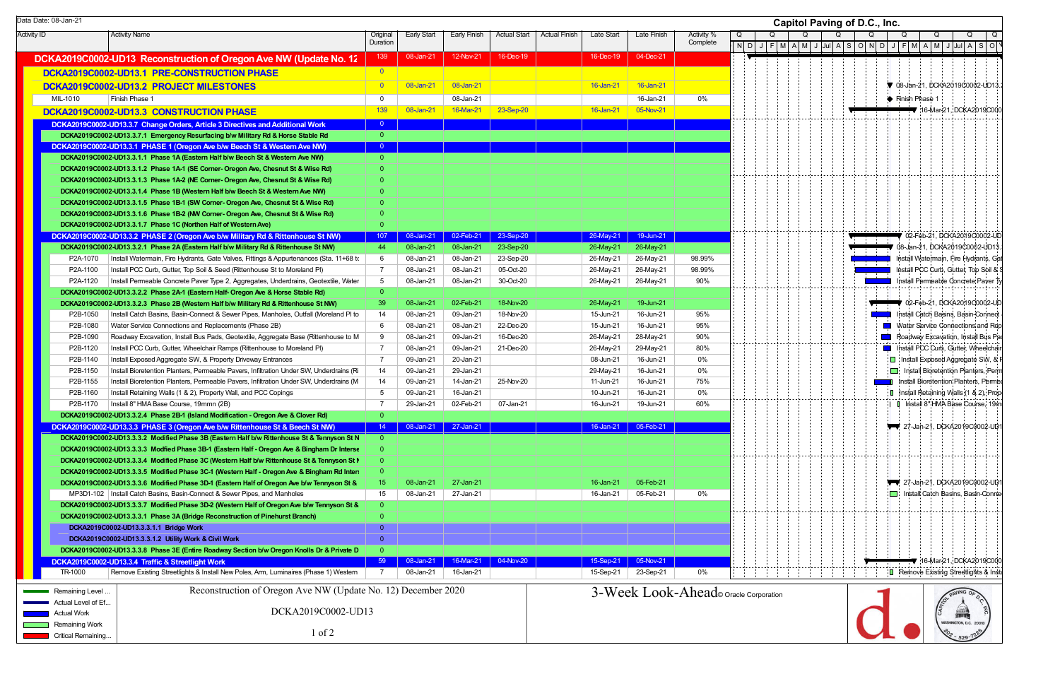Data Date: 08-Jan-21

# Capitol Paving of D.C., Inc.

| Activity ID | Activity Name | Original Duration | Early Start | Early Finish | Actual Start | Actual Finish | Late Start | Late Finish | Activity % Complete |
|---|---|---|---|---|---|---|---|---|---|
| DCKA2019C0002-UD13 Reconstruction of Oregon Ave NW (Update No. 12 | | 139 | 08-Jan-21 | 12-Nov-21 | 16-Dec-19 | | 16-Dec-19 | 04-Dec-21 | |
| DCKA2019C0002-UD13.1 PRE-CONSTRUCTION PHASE | | 0 | | | | | | | |
| DCKA2019C0002-UD13.2 PROJECT MILESTONES | | 0 | 08-Jan-21 | 08-Jan-21 | | | 16-Jan-21 | 16-Jan-21 | |
| MIL-1010 | Finish Phase 1 | 0 | | 08-Jan-21 | | | | 16-Jan-21 | 0% |
| DCKA2019C0002-UD13.3 CONSTRUCTION PHASE | | 139 | 08-Jan-21 | 16-Mar-21 | 23-Sep-20 | | 16-Jan-21 | 05-Nov-21 | |
| DCKA2019C0002-UD13.3.7 Change Orders, Article 3 Directives and Additional Work | | 0 | | | | | | | |
| DCKA2019C0002-UD13.3.7.1 Emergency Resurfacing b/w Military Rd & Horse Stable Rd | | 0 | | | | | | | |
| DCKA2019C0002-UD13.3.1 PHASE 1 (Oregon Ave b/w Beech St & Western Ave NW) | | 0 | | | | | | | |
| DCKA2019C0002-UD13.3.1.1 Phase 1A (Eastern Half b/w Beech St & Western Ave NW) | | 0 | | | | | | | |
| DCKA2019C0002-UD13.3.1.2 Phase 1A-1 (SE Corner- Oregon Ave, Chesnut St & Wise Rd) | | 0 | | | | | | | |
| DCKA2019C0002-UD13.3.1.3 Phase 1A-2 (NE Corner- Oregon Ave, Chesnut St & Wise Rd) | | 0 | | | | | | | |
| DCKA2019C0002-UD13.3.1.4 Phase 1B (Western Half b/w Beech St & Western Ave NW) | | 0 | | | | | | | |
| DCKA2019C0002-UD13.3.1.5 Phase 1B-1 (SW Corner- Oregon Ave, Chesnut St & Wise Rd) | | 0 | | | | | | | |
| DCKA2019C0002-UD13.3.1.6 Phase 1B-2 (NW Corner- Oregon Ave, Chesnut St & Wise Rd) | | 0 | | | | | | | |
| DCKA2019C0002-UD13.3.1.7 Phase 1C (Northen Half of Western Ave) | | 0 | | | | | | | |
| DCKA2019C0002-UD13.3.2 PHASE 2 (Oregon Ave b/w Military Rd & Rittenhouse St NW) | | 107 | 08-Jan-21 | 02-Feb-21 | 23-Sep-20 | | 26-May-21 | 19-Jun-21 | |
| DCKA2019C0002-UD13.3.2.1 Phase 2A (Eastern Half b/w Military Rd & Rittenhouse St NW) | | 44 | 08-Jan-21 | 08-Jan-21 | 23-Sep-20 | | 26-May-21 | 26-May-21 | |
| P2A-1070 | Install Watermain, Fire Hydrants, Gate Valves, Fittings & Appurtenances (Sta. 11+68 to | 6 | 08-Jan-21 | 08-Jan-21 | 23-Sep-20 | | 26-May-21 | 26-May-21 | 98.99% |
| P2A-1100 | Install PCC Curb, Gutter, Top Soil & Seed (Rittenhouse St to Moreland Pl) | 7 | 08-Jan-21 | 08-Jan-21 | 05-Oct-20 | | 26-May-21 | 26-May-21 | 98.99% |
| P2A-1120 | Install Permeable Concrete Paver Type 2, Aggregates, Underdrains, Geotextile, Water | 5 | 08-Jan-21 | 08-Jan-21 | 30-Oct-20 | | 26-May-21 | 26-May-21 | 90% |
| DCKA2019C0002-UD13.3.2.2 Phase 2A-1 (Eastern Half- Oregon Ave & Horse Stable Rd) | | 0 | | | | | | | |
| DCKA2019C0002-UD13.3.2.3 Phase 2B (Western Half b/w Military Rd & Rittenhouse St NW) | | 39 | 08-Jan-21 | 02-Feb-21 | 18-Nov-20 | | 26-May-21 | 19-Jun-21 | |
| P2B-1050 | Install Catch Basins, Basin-Connect & Sewer Pipes, Manholes, Outfall (Moreland Pl to | 14 | 08-Jan-21 | 09-Jan-21 | 18-Nov-20 | | 15-Jun-21 | 16-Jun-21 | 95% |
| P2B-1080 | Water Service Connections and Replacements (Phase 2B) | 6 | 08-Jan-21 | 08-Jan-21 | 22-Dec-20 | | 15-Jun-21 | 15-Jun-21 | 95% |
| P2B-1090 | Roadway Excavation, Install Bus Pads, Geotextile, Aggregate Base (Rittenhouse to M | 9 | 08-Jan-21 | 09-Jan-21 | 16-Dec-20 | | 26-May-21 | 28-May-21 | 90% |
| P2B-1120 | Install PCC Curb, Gutter, Wheelchair Ramps (Rittenhouse to Moreland Pl) | 7 | 08-Jan-21 | 09-Jan-21 | 21-Dec-20 | | 26-May-21 | 29-May-21 | 80% |
| P2B-1140 | Install Exposed Aggregate SW, & Property Driveway Entrances | 7 | 09-Jan-21 | 20-Jan-21 | | | 08-Jun-21 | 16-Jun-21 | 0% |
| P2B-1150 | Install Bioretention Planters, Permeable Pavers, Infiltration Under SW, Underdrains (Ri | 14 | 09-Jan-21 | 29-Jan-21 | | | 29-May-21 | 16-Jun-21 | 0% |
| P2B-1155 | Install Bioretention Planters, Permeable Pavers, Infiltration Under SW, Underdrains (M | 14 | 09-Jan-21 | 14-Jan-21 | 25-Nov-20 | | 11-Jun-21 | 16-Jun-21 | 75% |
| P2B-1160 | Install Retaining Walls (1 & 2), Property Wall, and PCC Copings | 5 | 09-Jan-21 | 16-Jan-21 | | | 10-Jun-21 | 16-Jun-21 | 0% |
| P2B-1170 | Install 8" HMA Base Course, 19mmn (2B) | 7 | 29-Jan-21 | 02-Feb-21 | 07-Jan-21 | | 16-Jun-21 | 19-Jun-21 | 60% |
| DCKA2019C0002-UD13.3.2.4 Phase 2B-1 (Island Modification - Oregon Ave & Clover Rd) | | 0 | | | | | | | |
| DCKA2019C0002-UD13.3.3 PHASE 3 (Oregon Ave b/w Rittenhouse St & Beech St NW) | | 14 | 08-Jan-21 | 27-Jan-21 | | | 16-Jan-21 | 05-Feb-21 | |
| DCKA2019C0002-UD13.3.3.2 Modified Phase 3B (Eastern Half b/w Rittenhouse St & Tennyson St N | | 0 | | | | | | | |
| DCKA2019C0002-UD13.3.3.3 Modfied Phase 3B-1 (Eastern Half - Oregon Ave & Bingham Dr Interse | | 0 | | | | | | | |
| DCKA2019C0002-UD13.3.3.4 Modified Phase 3C (Western Half b/w Rittenhouse St & Tennyson St N | | 0 | | | | | | | |
| DCKA2019C0002-UD13.3.3.5 Modified Phase 3C-1 (Western Half - Oregon Ave & Bingham Rd Inter | | 0 | | | | | | | |
| DCKA2019C0002-UD13.3.3.6 Modified Phase 3D-1 (Eastern Half of Oregon Ave b/w Tennyson St & | | 15 | 08-Jan-21 | 27-Jan-21 | | | 16-Jan-21 | 05-Feb-21 | |
| MP3D1-102 | Install Catch Basins, Basin-Connect & Sewer Pipes, and Manholes | 15 | 08-Jan-21 | 27-Jan-21 | | | 16-Jan-21 | 05-Feb-21 | 0% |
| DCKA2019C0002-UD13.3.3.7 Modified Phase 3D-2 (Western Half of Oregon Ave b/w Tennyson St & | | 0 | | | | | | | |
| DCKA2019C0002-UD13.3.3.1 Phase 3A (Bridge Reconstruction of Pinehurst Branch) | | 0 | | | | | | | |
| DCKA2019C0002-UD13.3.3.1.1 Bridge Work | | 0 | | | | | | | |
| DCKA2019C0002-UD13.3.3.1.2 Utility Work & Civil Work | | 0 | | | | | | | |
| DCKA2019C0002-UD13.3.3.8 Phase 3E (Entire Roadway Section b/w Oregon Knolls Dr & Private D | | 0 | | | | | | | |
| DCKA2019C0002-UD13.3.4 Traffic & Streetlight Work | | 59 | 08-Jan-21 | 16-Mar-21 | 04-Nov-20 | | 15-Sep-21 | 05-Nov-21 | |
| TR-1000 | Remove Existing Streetlights & Install New Poles, Arm, Luminaires (Phase 1) Western | 7 | 08-Jan-21 | 16-Jan-21 | | | 15-Sep-21 | 23-Sep-21 | 0% |

Legend: Remaining Level ... | Actual Level of Ef... | Actual Work | Remaining Work | Critical Remaining...

Reconstruction of Oregon Ave NW (Update No. 12) December 2020

DCKA2019C0002-UD13

3-Week Look-Ahead

© Oracle Corporation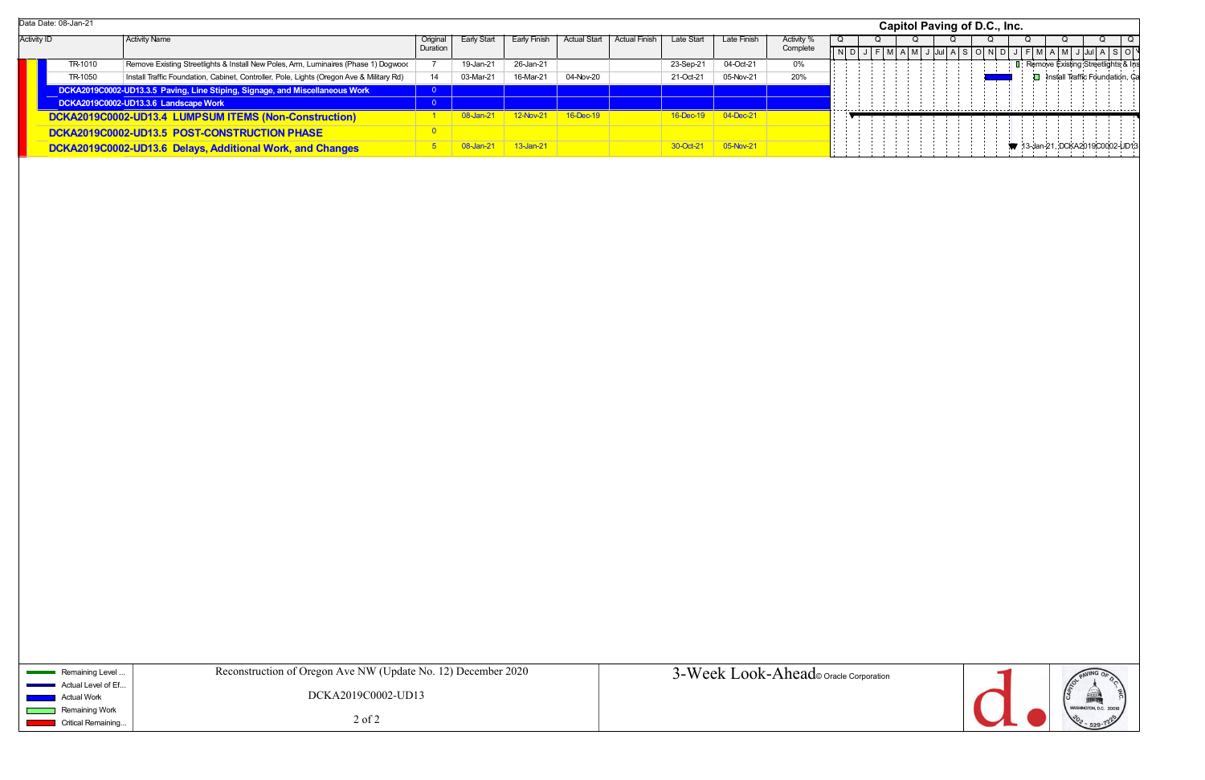Data Date: 08-Jan-21

**Capitol Paving of D.C., Inc.**

| Activity ID | Activity Name | Original Duration | Early Start | Early Finish | Actual Start | Actual Finish | Late Start | Late Finish | Activity % Complete |
|---|---|---|---|---|---|---|---|---|---|
| TR-1010 | Remove Existing Streetlights & Install New Poles, Arm, Luminaires (Phase 1) Dogwooc | 7 | 19-Jan-21 | 26-Jan-21 | | | 23-Sep-21 | 04-Oct-21 | 0% |
| TR-1050 | Install Traffic Foundation, Cabinet, Controller, Pole, Lights (Oregon Ave & Military Rd) | 14 | 03-Mar-21 | 16-Mar-21 | 04-Nov-20 | | 21-Oct-21 | 05-Nov-21 | 20% |
| **DCKA2019C0002-UD13.3.5 Paving, Line Stiping, Signage, and Miscellaneous Work** | | 0 | | | | | | | |
| **DCKA2019C0002-UD13.3.6 Landscape Work** | | 0 | | | | | | | |
| **DCKA2019C0002-UD13.4 LUMPSUM ITEMS (Non-Construction)** | | 1 | 08-Jan-21 | 12-Nov-21 | 16-Dec-19 | | 16-Dec-19 | 04-Dec-21 | |
| **DCKA2019C0002-UD13.5 POST-CONSTRUCTION PHASE** | | 0 | | | | | | | |
| **DCKA2019C0002-UD13.6 Delays, Additional Work, and Changes** | | 5 | 08-Jan-21 | 13-Jan-21 | | | 30-Oct-21 | 05-Nov-21 | |

Remove Existing Streetlights & Ins

Install Traffic Foundation, Ca

13-Jan-21, DCKA2019C0002-UD13

Remaining Level ...
Actual Level of Ef...
Actual Work
Remaining Work
Critical Remaining...

Reconstruction of Oregon Ave NW (Update No. 12) December 2020

DCKA2019C0002-UD13

3-Week Look-Ahead © Oracle Corporation